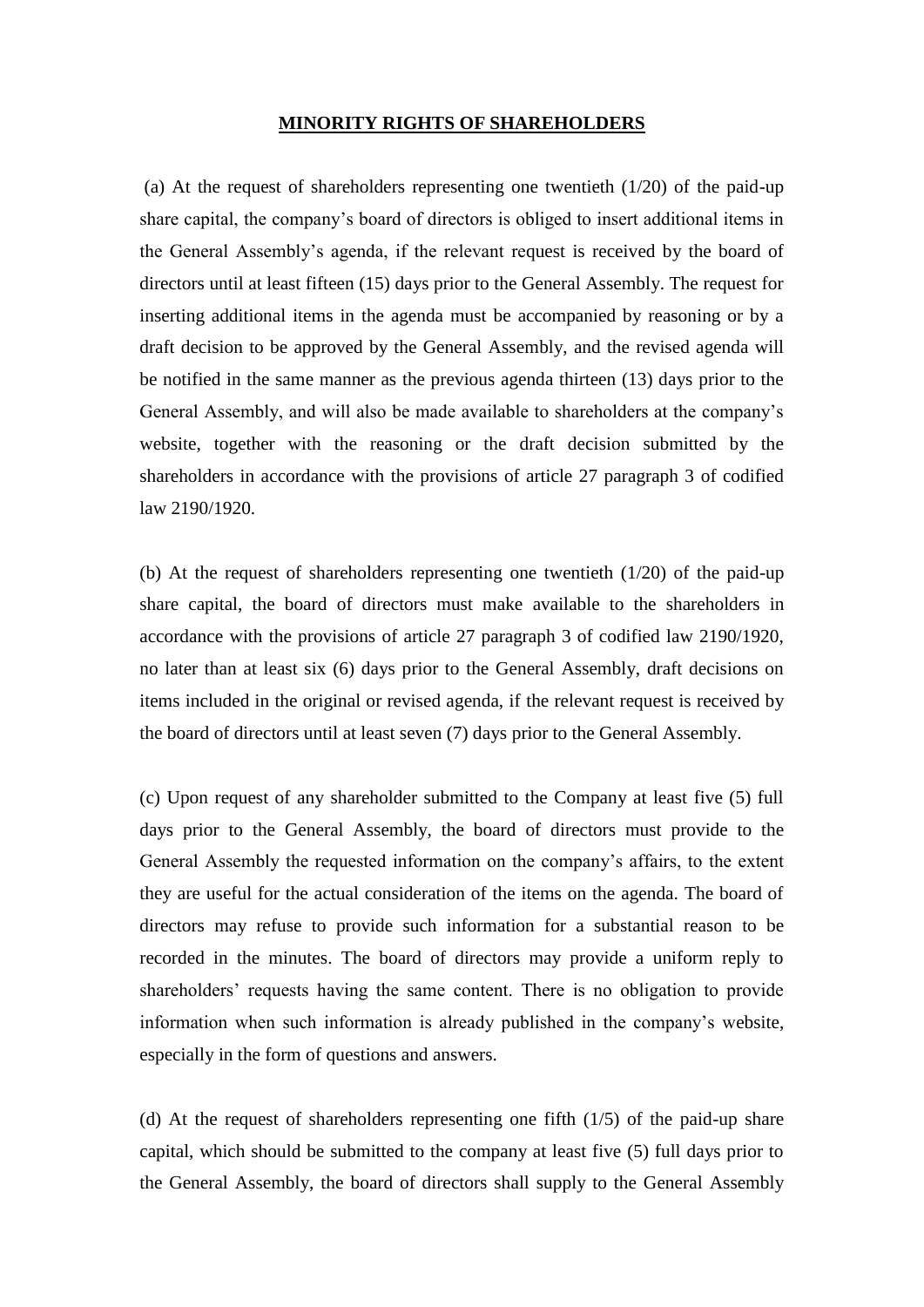# MINORITY RIGHTS OF SHAREHOLDERS

(a) At the request of shareholders representing one twentieth (1/20) of the paid-up share capital, the company's board of directors is obliged to insert additional items in the General Assembly's agenda, if the relevant request is received by the board of directors until at least fifteen (15) days prior to the General Assembly. The request for inserting additional items in the agenda must be accompanied by reasoning or by a draft decision to be approved by the General Assembly, and the revised agenda will be notified in the same manner as the previous agenda thirteen (13) days prior to the General Assembly, and will also be made available to shareholders at the company's website, together with the reasoning or the draft decision submitted by the shareholders in accordance with the provisions of article 27 paragraph 3 of codified law 2190/1920.

(b) At the request of shareholders representing one twentieth (1/20) of the paid-up share capital, the board of directors must make available to the shareholders in accordance with the provisions of article 27 paragraph 3 of codified law 2190/1920, no later than at least six (6) days prior to the General Assembly, draft decisions on items included in the original or revised agenda, if the relevant request is received by the board of directors until at least seven (7) days prior to the General Assembly.

(c) Upon request of any shareholder submitted to the Company at least five (5) full days prior to the General Assembly, the board of directors must provide to the General Assembly the requested information on the company's affairs, to the extent they are useful for the actual consideration of the items on the agenda. The board of directors may refuse to provide such information for a substantial reason to be recorded in the minutes. The board of directors may provide a uniform reply to shareholders' requests having the same content. There is no obligation to provide information when such information is already published in the company's website, especially in the form of questions and answers.

(d) At the request of shareholders representing one fifth (1/5) of the paid-up share capital, which should be submitted to the company at least five (5) full days prior to the General Assembly, the board of directors shall supply to the General Assembly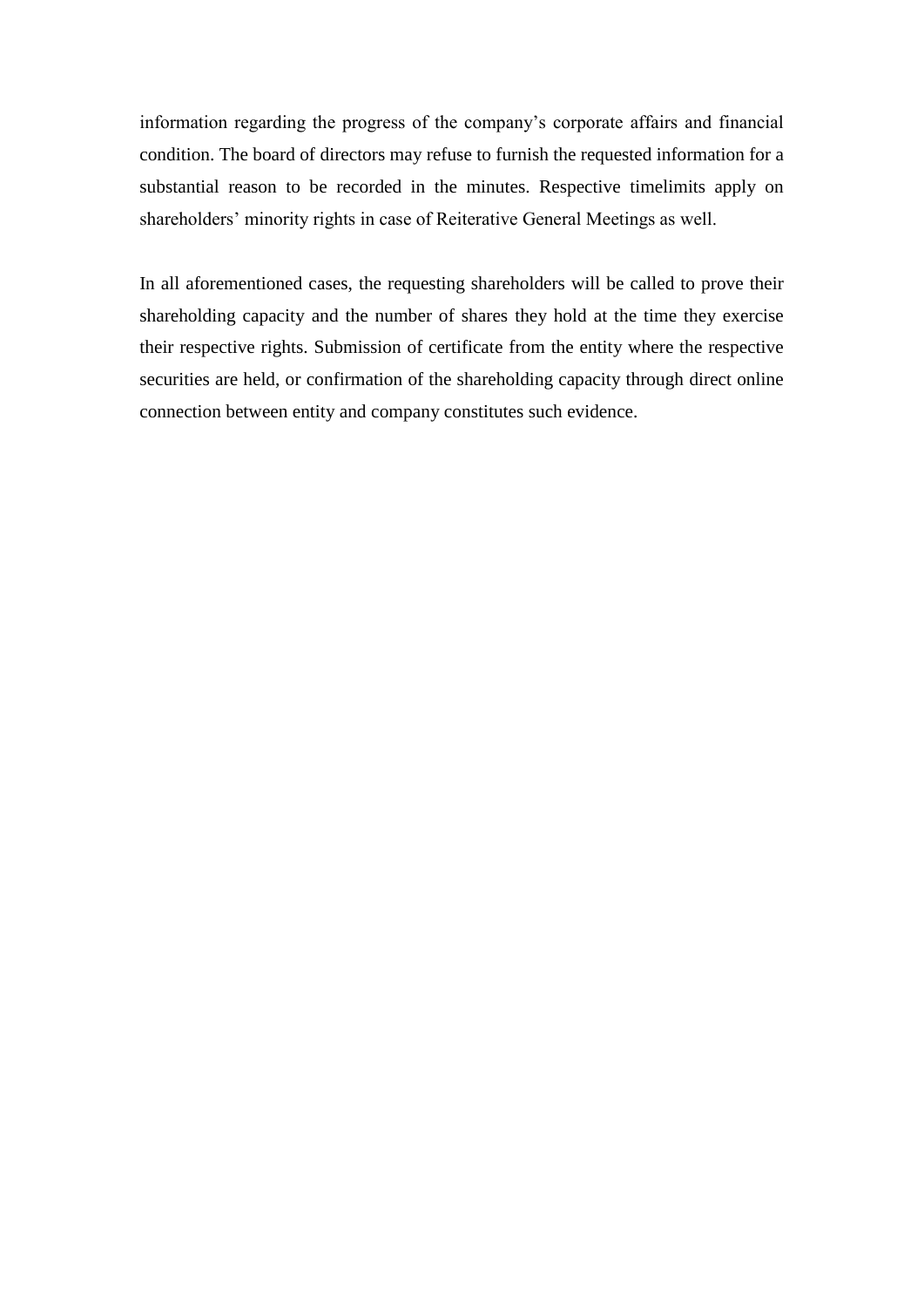information regarding the progress of the company's corporate affairs and financial condition. The board of directors may refuse to furnish the requested information for a substantial reason to be recorded in the minutes. Respective timelimits apply on shareholders' minority rights in case of Reiterative General Meetings as well.

In all aforementioned cases, the requesting shareholders will be called to prove their shareholding capacity and the number of shares they hold at the time they exercise their respective rights. Submission of certificate from the entity where the respective securities are held, or confirmation of the shareholding capacity through direct online connection between entity and company constitutes such evidence.